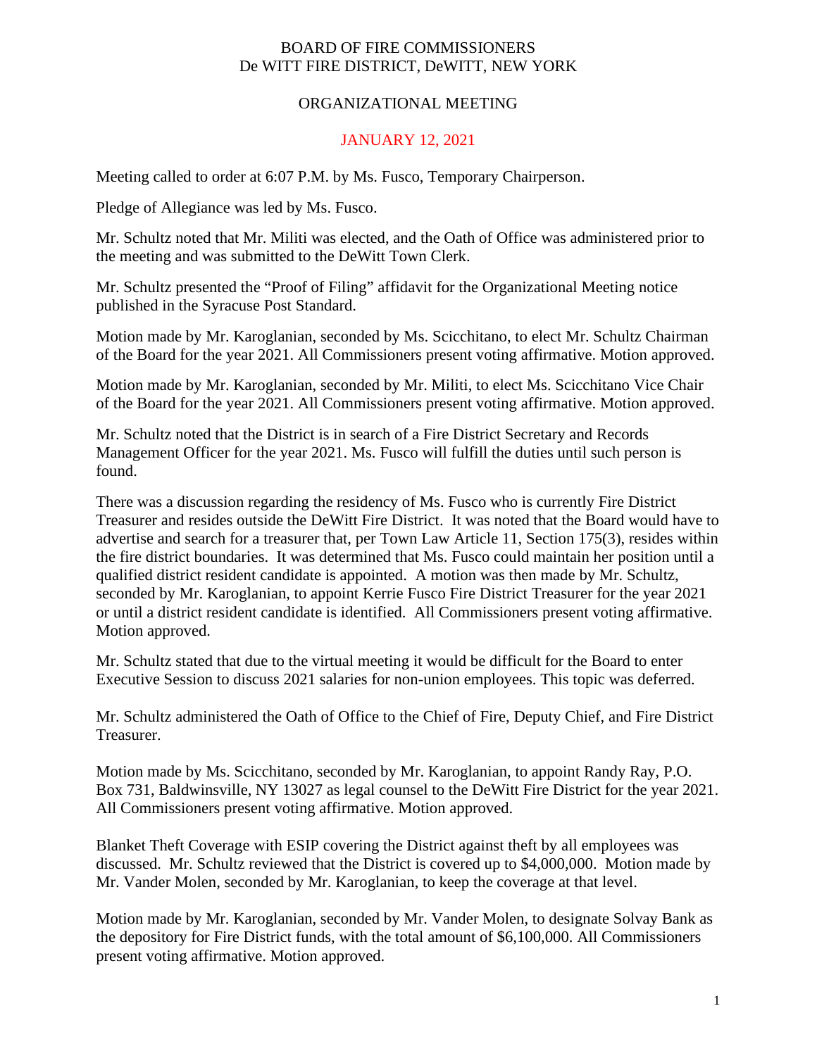# BOARD OF FIRE COMMISSIONERS
# De WITT FIRE DISTRICT, DeWITT, NEW YORK

## ORGANIZATIONAL MEETING

## JANUARY 12, 2021

Meeting called to order at 6:07 P.M. by Ms. Fusco, Temporary Chairperson.

Pledge of Allegiance was led by Ms. Fusco.

Mr. Schultz noted that Mr. Militi was elected, and the Oath of Office was administered prior to the meeting and was submitted to the DeWitt Town Clerk.

Mr. Schultz presented the "Proof of Filing" affidavit for the Organizational Meeting notice published in the Syracuse Post Standard.

Motion made by Mr. Karoglanian, seconded by Ms. Scicchitano, to elect Mr. Schultz Chairman of the Board for the year 2021. All Commissioners present voting affirmative. Motion approved.

Motion made by Mr. Karoglanian, seconded by Mr. Militi, to elect Ms. Scicchitano Vice Chair of the Board for the year 2021. All Commissioners present voting affirmative. Motion approved.

Mr. Schultz noted that the District is in search of a Fire District Secretary and Records Management Officer for the year 2021. Ms. Fusco will fulfill the duties until such person is found.

There was a discussion regarding the residency of Ms. Fusco who is currently Fire District Treasurer and resides outside the DeWitt Fire District. It was noted that the Board would have to advertise and search for a treasurer that, per Town Law Article 11, Section 175(3), resides within the fire district boundaries. It was determined that Ms. Fusco could maintain her position until a qualified district resident candidate is appointed. A motion was then made by Mr. Schultz, seconded by Mr. Karoglanian, to appoint Kerrie Fusco Fire District Treasurer for the year 2021 or until a district resident candidate is identified. All Commissioners present voting affirmative. Motion approved.

Mr. Schultz stated that due to the virtual meeting it would be difficult for the Board to enter Executive Session to discuss 2021 salaries for non-union employees. This topic was deferred.

Mr. Schultz administered the Oath of Office to the Chief of Fire, Deputy Chief, and Fire District Treasurer.

Motion made by Ms. Scicchitano, seconded by Mr. Karoglanian, to appoint Randy Ray, P.O. Box 731, Baldwinsville, NY 13027 as legal counsel to the DeWitt Fire District for the year 2021. All Commissioners present voting affirmative. Motion approved.

Blanket Theft Coverage with ESIP covering the District against theft by all employees was discussed. Mr. Schultz reviewed that the District is covered up to $4,000,000. Motion made by Mr. Vander Molen, seconded by Mr. Karoglanian, to keep the coverage at that level.

Motion made by Mr. Karoglanian, seconded by Mr. Vander Molen, to designate Solvay Bank as the depository for Fire District funds, with the total amount of $6,100,000. All Commissioners present voting affirmative. Motion approved.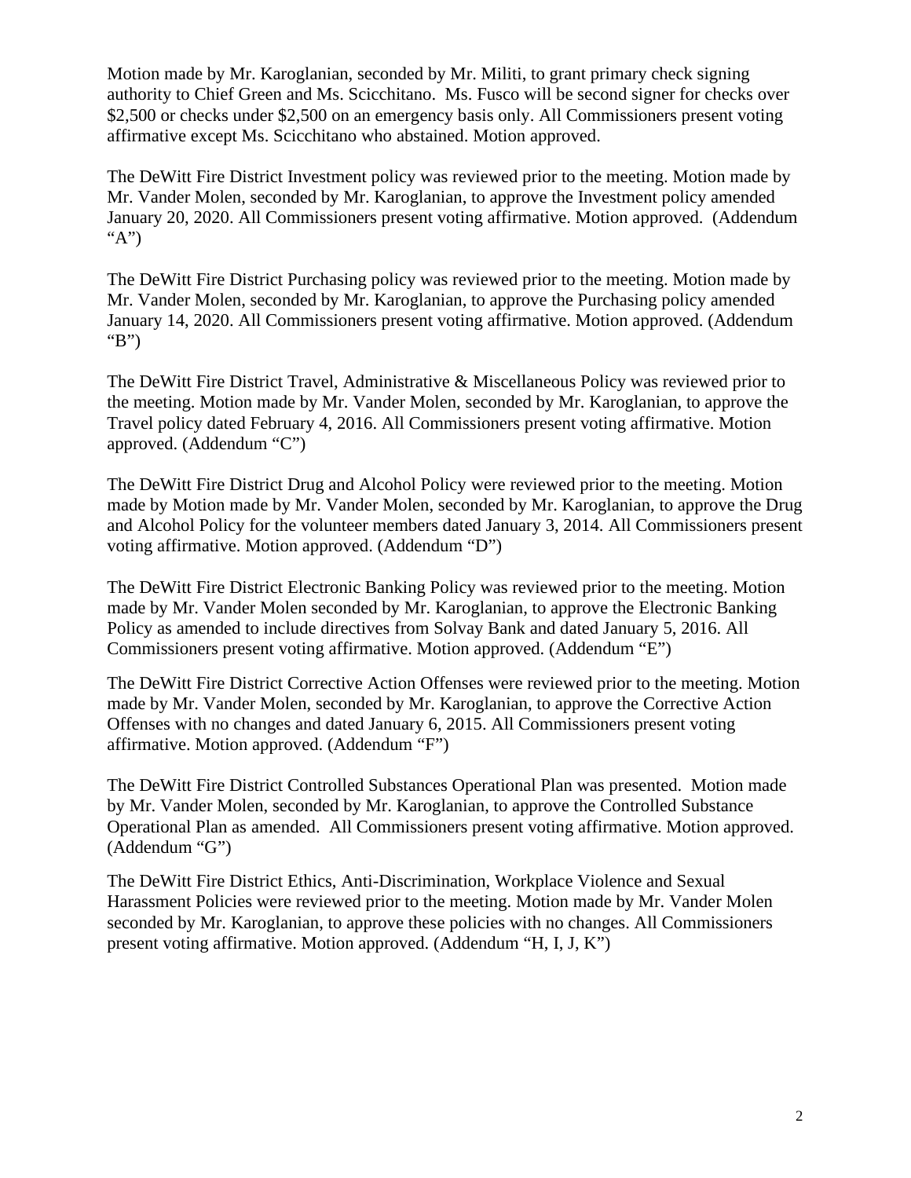Motion made by Mr. Karoglanian, seconded by Mr. Militi, to grant primary check signing authority to Chief Green and Ms. Scicchitano. Ms. Fusco will be second signer for checks over $2,500 or checks under $2,500 on an emergency basis only. All Commissioners present voting affirmative except Ms. Scicchitano who abstained. Motion approved.

The DeWitt Fire District Investment policy was reviewed prior to the meeting. Motion made by Mr. Vander Molen, seconded by Mr. Karoglanian, to approve the Investment policy amended January 20, 2020. All Commissioners present voting affirmative. Motion approved. (Addendum "A")

The DeWitt Fire District Purchasing policy was reviewed prior to the meeting. Motion made by Mr. Vander Molen, seconded by Mr. Karoglanian, to approve the Purchasing policy amended January 14, 2020. All Commissioners present voting affirmative. Motion approved. (Addendum "B")

The DeWitt Fire District Travel, Administrative & Miscellaneous Policy was reviewed prior to the meeting. Motion made by Mr. Vander Molen, seconded by Mr. Karoglanian, to approve the Travel policy dated February 4, 2016. All Commissioners present voting affirmative. Motion approved. (Addendum "C")

The DeWitt Fire District Drug and Alcohol Policy were reviewed prior to the meeting. Motion made by Motion made by Mr. Vander Molen, seconded by Mr. Karoglanian, to approve the Drug and Alcohol Policy for the volunteer members dated January 3, 2014. All Commissioners present voting affirmative. Motion approved. (Addendum "D")

The DeWitt Fire District Electronic Banking Policy was reviewed prior to the meeting. Motion made by Mr. Vander Molen seconded by Mr. Karoglanian, to approve the Electronic Banking Policy as amended to include directives from Solvay Bank and dated January 5, 2016. All Commissioners present voting affirmative. Motion approved. (Addendum "E")

The DeWitt Fire District Corrective Action Offenses were reviewed prior to the meeting. Motion made by Mr. Vander Molen, seconded by Mr. Karoglanian, to approve the Corrective Action Offenses with no changes and dated January 6, 2015. All Commissioners present voting affirmative. Motion approved. (Addendum "F")

The DeWitt Fire District Controlled Substances Operational Plan was presented. Motion made by Mr. Vander Molen, seconded by Mr. Karoglanian, to approve the Controlled Substance Operational Plan as amended. All Commissioners present voting affirmative. Motion approved. (Addendum "G")

The DeWitt Fire District Ethics, Anti-Discrimination, Workplace Violence and Sexual Harassment Policies were reviewed prior to the meeting. Motion made by Mr. Vander Molen seconded by Mr. Karoglanian, to approve these policies with no changes. All Commissioners present voting affirmative. Motion approved. (Addendum "H, I, J, K")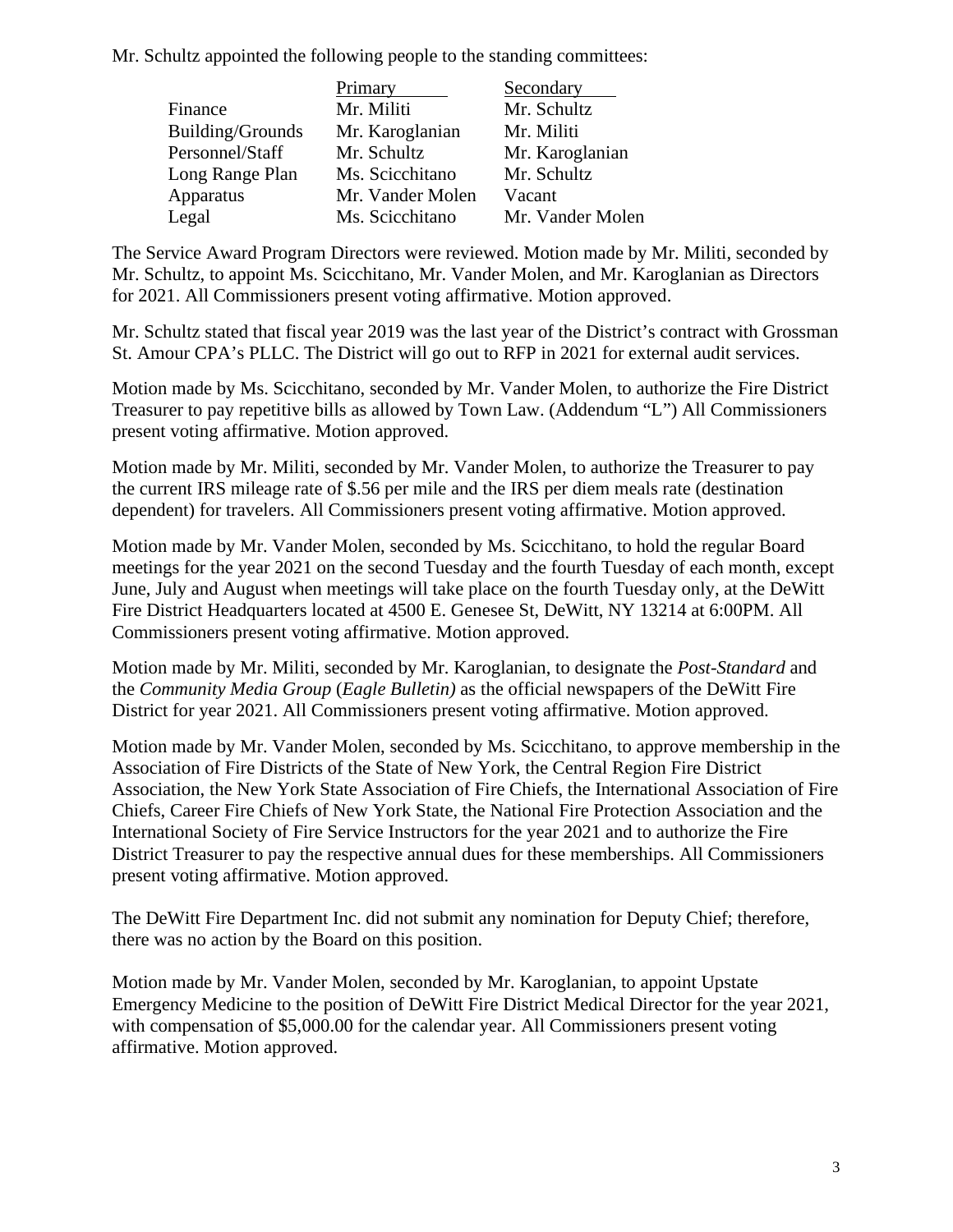Mr. Schultz appointed the following people to the standing committees:

| | Primary | Secondary |
|---|---|---|
| Finance | Mr. Militi | Mr. Schultz |
| Building/Grounds | Mr. Karoglanian | Mr. Militi |
| Personnel/Staff | Mr. Schultz | Mr. Karoglanian |
| Long Range Plan | Ms. Scicchitano | Mr. Schultz |
| Apparatus | Mr. Vander Molen | Vacant |
| Legal | Ms. Scicchitano | Mr. Vander Molen |

The Service Award Program Directors were reviewed. Motion made by Mr. Militi, seconded by Mr. Schultz, to appoint Ms. Scicchitano, Mr. Vander Molen, and Mr. Karoglanian as Directors for 2021. All Commissioners present voting affirmative. Motion approved.

Mr. Schultz stated that fiscal year 2019 was the last year of the District's contract with Grossman St. Amour CPA's PLLC. The District will go out to RFP in 2021 for external audit services.

Motion made by Ms. Scicchitano, seconded by Mr. Vander Molen, to authorize the Fire District Treasurer to pay repetitive bills as allowed by Town Law. (Addendum "L") All Commissioners present voting affirmative. Motion approved.

Motion made by Mr. Militi, seconded by Mr. Vander Molen, to authorize the Treasurer to pay the current IRS mileage rate of $.56 per mile and the IRS per diem meals rate (destination dependent) for travelers. All Commissioners present voting affirmative. Motion approved.

Motion made by Mr. Vander Molen, seconded by Ms. Scicchitano, to hold the regular Board meetings for the year 2021 on the second Tuesday and the fourth Tuesday of each month, except June, July and August when meetings will take place on the fourth Tuesday only, at the DeWitt Fire District Headquarters located at 4500 E. Genesee St, DeWitt, NY 13214 at 6:00PM. All Commissioners present voting affirmative. Motion approved.

Motion made by Mr. Militi, seconded by Mr. Karoglanian, to designate the *Post-Standard* and the *Community Media Group* (*Eagle Bulletin)* as the official newspapers of the DeWitt Fire District for year 2021. All Commissioners present voting affirmative. Motion approved.

Motion made by Mr. Vander Molen, seconded by Ms. Scicchitano, to approve membership in the Association of Fire Districts of the State of New York, the Central Region Fire District Association, the New York State Association of Fire Chiefs, the International Association of Fire Chiefs, Career Fire Chiefs of New York State, the National Fire Protection Association and the International Society of Fire Service Instructors for the year 2021 and to authorize the Fire District Treasurer to pay the respective annual dues for these memberships. All Commissioners present voting affirmative. Motion approved.

The DeWitt Fire Department Inc. did not submit any nomination for Deputy Chief; therefore, there was no action by the Board on this position.

Motion made by Mr. Vander Molen, seconded by Mr. Karoglanian, to appoint Upstate Emergency Medicine to the position of DeWitt Fire District Medical Director for the year 2021, with compensation of $5,000.00 for the calendar year. All Commissioners present voting affirmative. Motion approved.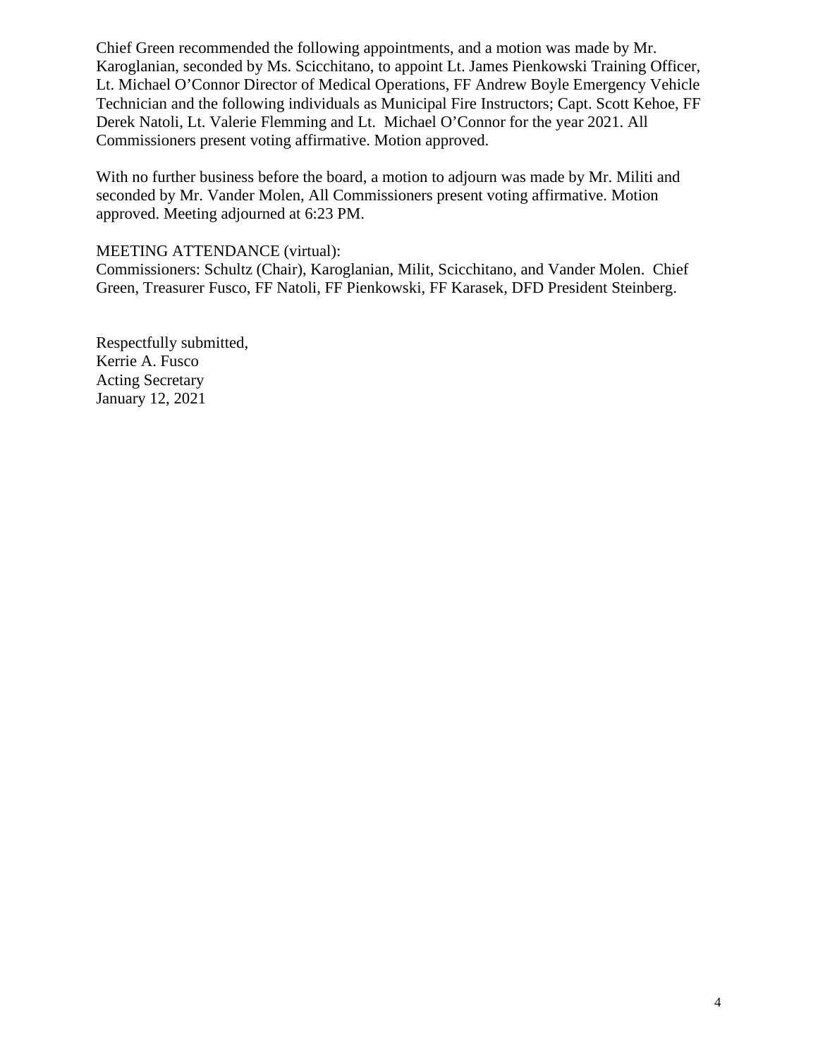Chief Green recommended the following appointments, and a motion was made by Mr. Karoglanian, seconded by Ms. Scicchitano, to appoint Lt. James Pienkowski Training Officer, Lt. Michael O'Connor Director of Medical Operations, FF Andrew Boyle Emergency Vehicle Technician and the following individuals as Municipal Fire Instructors; Capt. Scott Kehoe, FF Derek Natoli, Lt. Valerie Flemming and Lt. Michael O'Connor for the year 2021. All Commissioners present voting affirmative. Motion approved.

With no further business before the board, a motion to adjourn was made by Mr. Militi and seconded by Mr. Vander Molen, All Commissioners present voting affirmative. Motion approved. Meeting adjourned at 6:23 PM.

MEETING ATTENDANCE (virtual):
Commissioners: Schultz (Chair), Karoglanian, Milit, Scicchitano, and Vander Molen. Chief Green, Treasurer Fusco, FF Natoli, FF Pienkowski, FF Karasek, DFD President Steinberg.

Respectfully submitted,
Kerrie A. Fusco
Acting Secretary
January 12, 2021